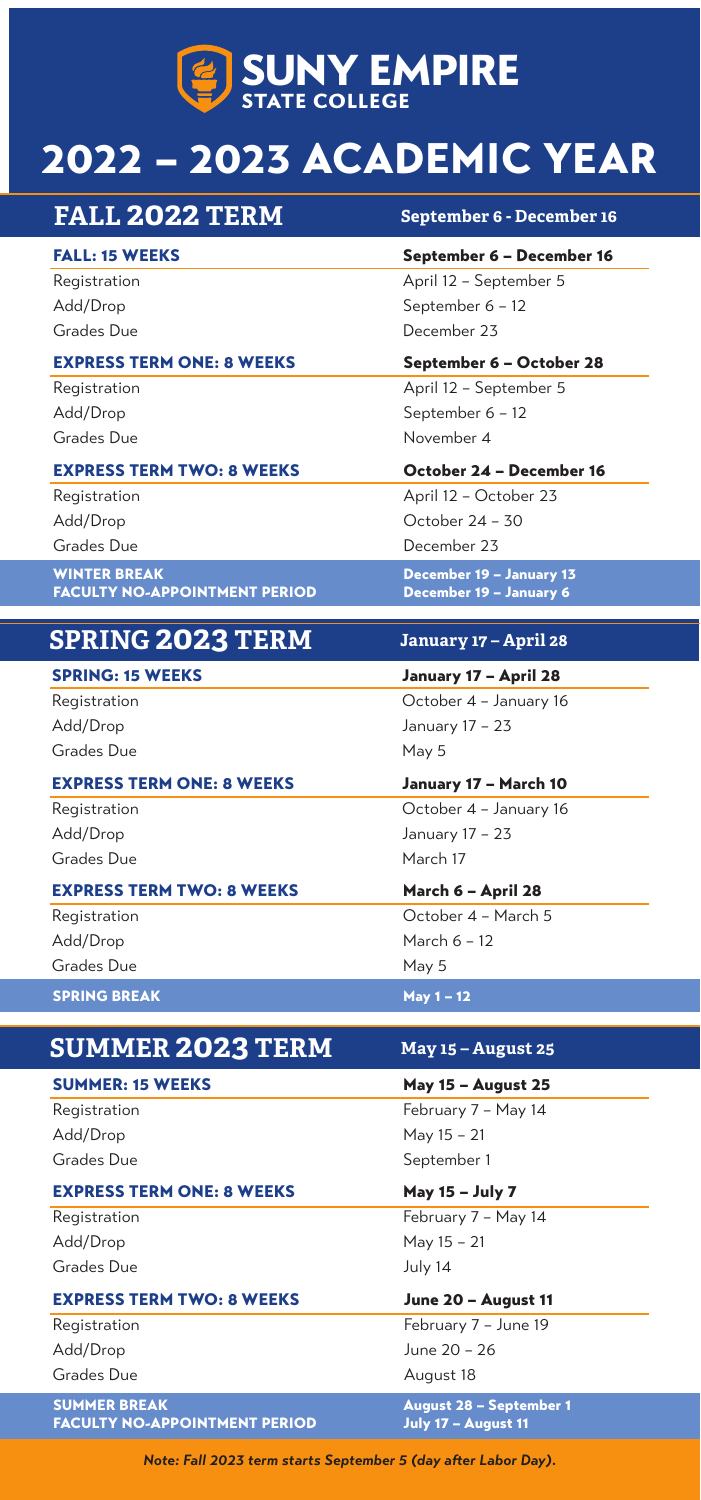# SUNY EMPIRE STATE COLLEGE

# 2022 – 2023 ACADEMIC YEAR

## FALL 2022 TERM — September 6 - December 16

| FALL: 15 WEEKS | September 6 – December 16 |
| --- | --- |
| Registration | April 12 – September 5 |
| Add/Drop | September 6 – 12 |
| Grades Due | December 23 |

| EXPRESS TERM ONE: 8 WEEKS | September 6 – October 28 |
| --- | --- |
| Registration | April 12 – September 5 |
| Add/Drop | September 6 – 12 |
| Grades Due | November 4 |

| EXPRESS TERM TWO: 8 WEEKS | October 24 – December 16 |
| --- | --- |
| Registration | April 12 – October 23 |
| Add/Drop | October 24 – 30 |
| Grades Due | December 23 |

**WINTER BREAK** — December 19 – January 13
**FACULTY NO-APPOINTMENT PERIOD** — December 19 – January 6

## SPRING 2023 TERM — January 17 – April 28

| SPRING: 15 WEEKS | January 17 – April 28 |
| --- | --- |
| Registration | October 4 – January 16 |
| Add/Drop | January 17 – 23 |
| Grades Due | May 5 |

| EXPRESS TERM ONE: 8 WEEKS | January 17 – March 10 |
| --- | --- |
| Registration | October 4 – January 16 |
| Add/Drop | January 17 – 23 |
| Grades Due | March 17 |

| EXPRESS TERM TWO: 8 WEEKS | March 6 – April 28 |
| --- | --- |
| Registration | October 4 – March 5 |
| Add/Drop | March 6 – 12 |
| Grades Due | May 5 |

**SPRING BREAK** — May 1 – 12

## SUMMER 2023 TERM — May 15 – August 25

| SUMMER: 15 WEEKS | May 15 – August 25 |
| --- | --- |
| Registration | February 7 – May 14 |
| Add/Drop | May 15 – 21 |
| Grades Due | September 1 |

| EXPRESS TERM ONE: 8 WEEKS | May 15 – July 7 |
| --- | --- |
| Registration | February 7 – May 14 |
| Add/Drop | May 15 – 21 |
| Grades Due | July 14 |

| EXPRESS TERM TWO: 8 WEEKS | June 20 – August 11 |
| --- | --- |
| Registration | February 7 – June 19 |
| Add/Drop | June 20 – 26 |
| Grades Due | August 18 |

**SUMMER BREAK** — August 28 – September 1
**FACULTY NO-APPOINTMENT PERIOD** — July 17 – August 11

***Note: Fall 2023 term starts September 5 (day after Labor Day).***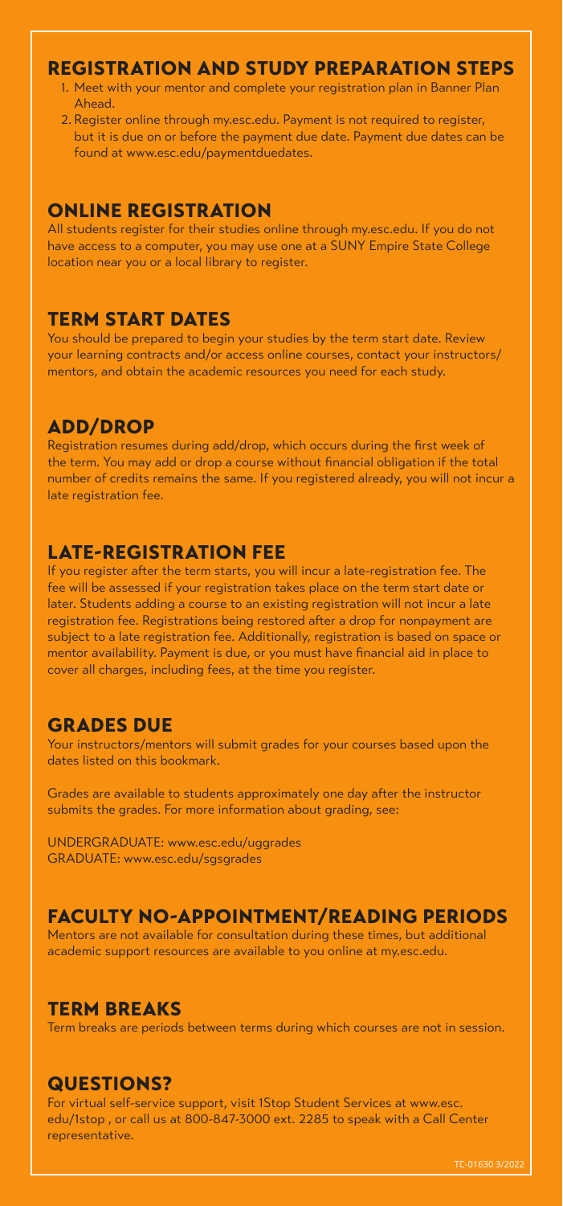## REGISTRATION AND STUDY PREPARATION STEPS

1. Meet with your mentor and complete your registration plan in Banner Plan Ahead.
2. Register online through my.esc.edu. Payment is not required to register, but it is due on or before the payment due date. Payment due dates can be found at www.esc.edu/paymentduedates.

## ONLINE REGISTRATION

All students register for their studies online through my.esc.edu. If you do not have access to a computer, you may use one at a SUNY Empire State College location near you or a local library to register.

## TERM START DATES

You should be prepared to begin your studies by the term start date. Review your learning contracts and/or access online courses, contact your instructors/ mentors, and obtain the academic resources you need for each study.

## ADD/DROP

Registration resumes during add/drop, which occurs during the first week of the term. You may add or drop a course without financial obligation if the total number of credits remains the same. If you registered already, you will not incur a late registration fee.

## LATE-REGISTRATION FEE

If you register after the term starts, you will incur a late-registration fee. The fee will be assessed if your registration takes place on the term start date or later. Students adding a course to an existing registration will not incur a late registration fee. Registrations being restored after a drop for nonpayment are subject to a late registration fee. Additionally, registration is based on space or mentor availability. Payment is due, or you must have financial aid in place to cover all charges, including fees, at the time you register.

## GRADES DUE

Your instructors/mentors will submit grades for your courses based upon the dates listed on this bookmark.

Grades are available to students approximately one day after the instructor submits the grades. For more information about grading, see:

UNDERGRADUATE: www.esc.edu/uggrades
GRADUATE: www.esc.edu/sgsgrades

## FACULTY NO-APPOINTMENT/READING PERIODS

Mentors are not available for consultation during these times, but additional academic support resources are available to you online at my.esc.edu.

## TERM BREAKS

Term breaks are periods between terms during which courses are not in session.

## QUESTIONS?

For virtual self-service support, visit 1Stop Student Services at www.esc.edu/1stop , or call us at 800-847-3000 ext. 2285 to speak with a Call Center representative.

TC-01630 3/2022